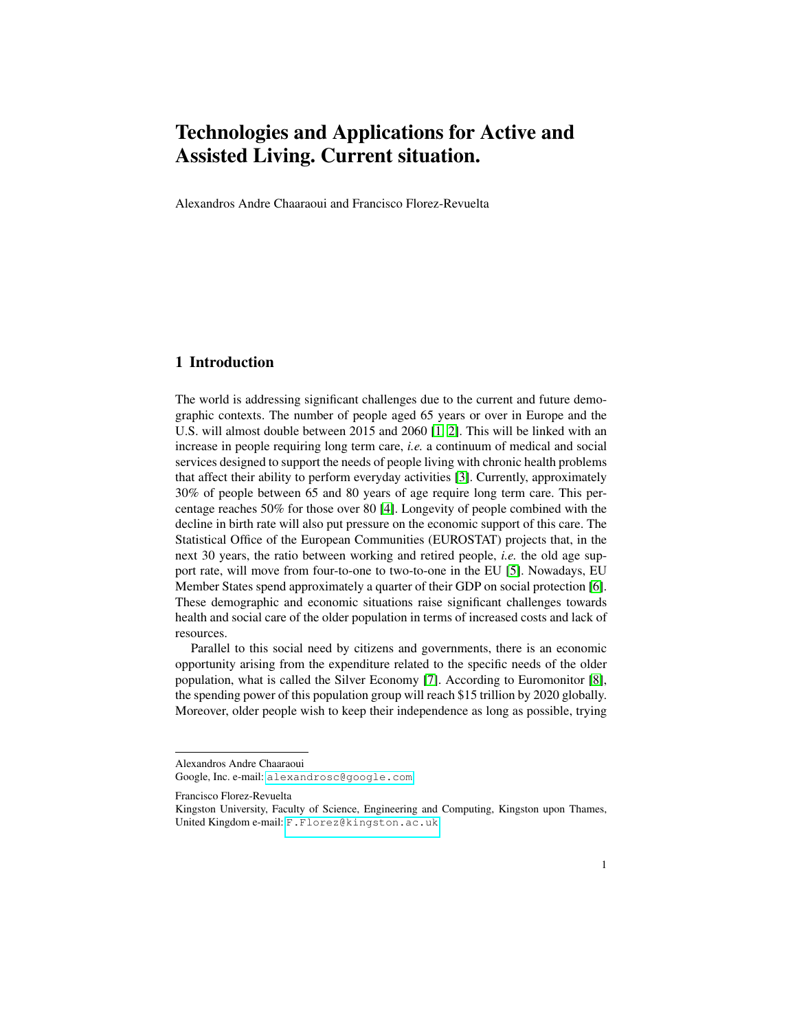# Technologies and Applications for Active and Assisted Living. Current situation.

Alexandros Andre Chaaraoui and Francisco Florez-Revuelta

## 1 Introduction

The world is addressing significant challenges due to the current and future demographic contexts. The number of people aged 65 years or over in Europe and the U.S. will almost double between 2015 and 2060 [1, 2]. This will be linked with an increase in people requiring long term care, *i.e.* a continuum of medical and social services designed to support the needs of people living with chronic health problems that affect their ability to perform everyday activities [3]. Currently, approximately 30% of people between 65 and 80 years of age require long term care. This percentage reaches 50% for those over 80 [4]. Longevity of people combined with the decline in birth rate will also put pressure on the economic support of this care. The Statistical Office of the European Communities (EUROSTAT) projects that, in the next 30 years, the ratio between working and retired people, *i.e.* the old age support rate, will move from four-to-one to two-to-one in the EU [5]. Nowadays, EU Member States spend approximately a quarter of their GDP on social protection [6]. These demographic and economic situations raise significant challenges towards health and social care of the older population in terms of increased costs and lack of resources.

Parallel to this social need by citizens and governments, there is an economic opportunity arising from the expenditure related to the specific needs of the older population, what is called the Silver Economy [7]. According to Euromonitor [8], the spending power of this population group will reach $15 trillion by 2020 globally. Moreover, older people wish to keep their independence as long as possible, trying

---

Alexandros Andre Chaaraoui
Google, Inc. e-mail: alexandrosc@google.com

Francisco Florez-Revuelta
Kingston University, Faculty of Science, Engineering and Computing, Kingston upon Thames, United Kingdom e-mail: F.Florez@kingston.ac.uk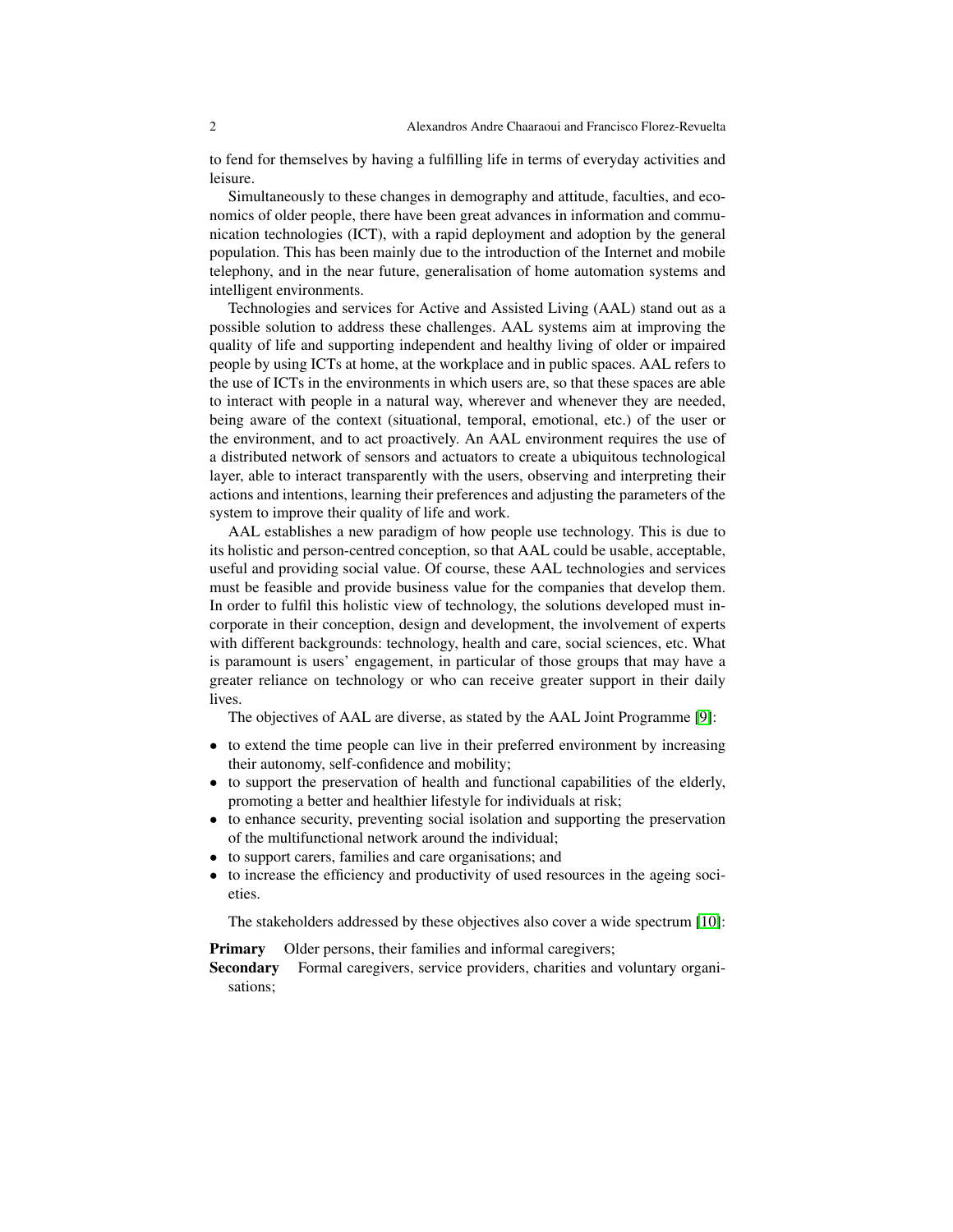to fend for themselves by having a fulfilling life in terms of everyday activities and leisure.

Simultaneously to these changes in demography and attitude, faculties, and economics of older people, there have been great advances in information and communication technologies (ICT), with a rapid deployment and adoption by the general population. This has been mainly due to the introduction of the Internet and mobile telephony, and in the near future, generalisation of home automation systems and intelligent environments.

Technologies and services for Active and Assisted Living (AAL) stand out as a possible solution to address these challenges. AAL systems aim at improving the quality of life and supporting independent and healthy living of older or impaired people by using ICTs at home, at the workplace and in public spaces. AAL refers to the use of ICTs in the environments in which users are, so that these spaces are able to interact with people in a natural way, wherever and whenever they are needed, being aware of the context (situational, temporal, emotional, etc.) of the user or the environment, and to act proactively. An AAL environment requires the use of a distributed network of sensors and actuators to create a ubiquitous technological layer, able to interact transparently with the users, observing and interpreting their actions and intentions, learning their preferences and adjusting the parameters of the system to improve their quality of life and work.

AAL establishes a new paradigm of how people use technology. This is due to its holistic and person-centred conception, so that AAL could be usable, acceptable, useful and providing social value. Of course, these AAL technologies and services must be feasible and provide business value for the companies that develop them. In order to fulfil this holistic view of technology, the solutions developed must incorporate in their conception, design and development, the involvement of experts with different backgrounds: technology, health and care, social sciences, etc. What is paramount is users' engagement, in particular of those groups that may have a greater reliance on technology or who can receive greater support in their daily lives.

The objectives of AAL are diverse, as stated by the AAL Joint Programme [9]:

- to extend the time people can live in their preferred environment by increasing their autonomy, self-confidence and mobility;
- to support the preservation of health and functional capabilities of the elderly, promoting a better and healthier lifestyle for individuals at risk;
- to enhance security, preventing social isolation and supporting the preservation of the multifunctional network around the individual;
- to support carers, families and care organisations; and
- to increase the efficiency and productivity of used resources in the ageing societies.

The stakeholders addressed by these objectives also cover a wide spectrum [10]:

**Primary** Older persons, their families and informal caregivers;
**Secondary** Formal caregivers, service providers, charities and voluntary organisations;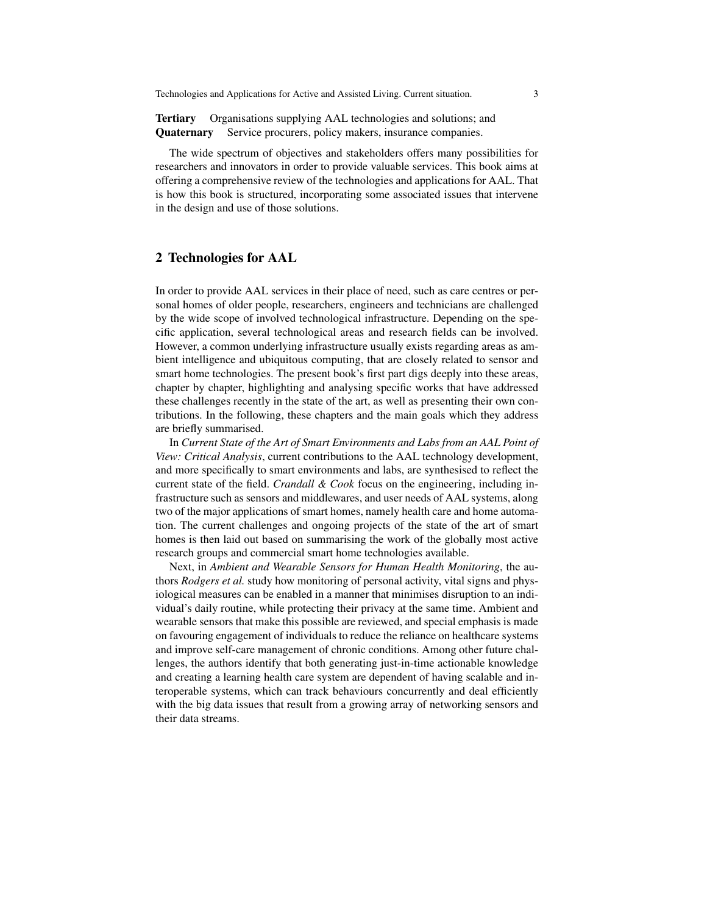**Tertiary** Organisations supplying AAL technologies and solutions; and
**Quaternary** Service procurers, policy makers, insurance companies.

The wide spectrum of objectives and stakeholders offers many possibilities for researchers and innovators in order to provide valuable services. This book aims at offering a comprehensive review of the technologies and applications for AAL. That is how this book is structured, incorporating some associated issues that intervene in the design and use of those solutions.

## 2 Technologies for AAL

In order to provide AAL services in their place of need, such as care centres or personal homes of older people, researchers, engineers and technicians are challenged by the wide scope of involved technological infrastructure. Depending on the specific application, several technological areas and research fields can be involved. However, a common underlying infrastructure usually exists regarding areas as ambient intelligence and ubiquitous computing, that are closely related to sensor and smart home technologies. The present book's first part digs deeply into these areas, chapter by chapter, highlighting and analysing specific works that have addressed these challenges recently in the state of the art, as well as presenting their own contributions. In the following, these chapters and the main goals which they address are briefly summarised.

In *Current State of the Art of Smart Environments and Labs from an AAL Point of View: Critical Analysis*, current contributions to the AAL technology development, and more specifically to smart environments and labs, are synthesised to reflect the current state of the field. *Crandall & Cook* focus on the engineering, including infrastructure such as sensors and middlewares, and user needs of AAL systems, along two of the major applications of smart homes, namely health care and home automation. The current challenges and ongoing projects of the state of the art of smart homes is then laid out based on summarising the work of the globally most active research groups and commercial smart home technologies available.

Next, in *Ambient and Wearable Sensors for Human Health Monitoring*, the authors *Rodgers et al.* study how monitoring of personal activity, vital signs and physiological measures can be enabled in a manner that minimises disruption to an individual's daily routine, while protecting their privacy at the same time. Ambient and wearable sensors that make this possible are reviewed, and special emphasis is made on favouring engagement of individuals to reduce the reliance on healthcare systems and improve self-care management of chronic conditions. Among other future challenges, the authors identify that both generating just-in-time actionable knowledge and creating a learning health care system are dependent of having scalable and interoperable systems, which can track behaviours concurrently and deal efficiently with the big data issues that result from a growing array of networking sensors and their data streams.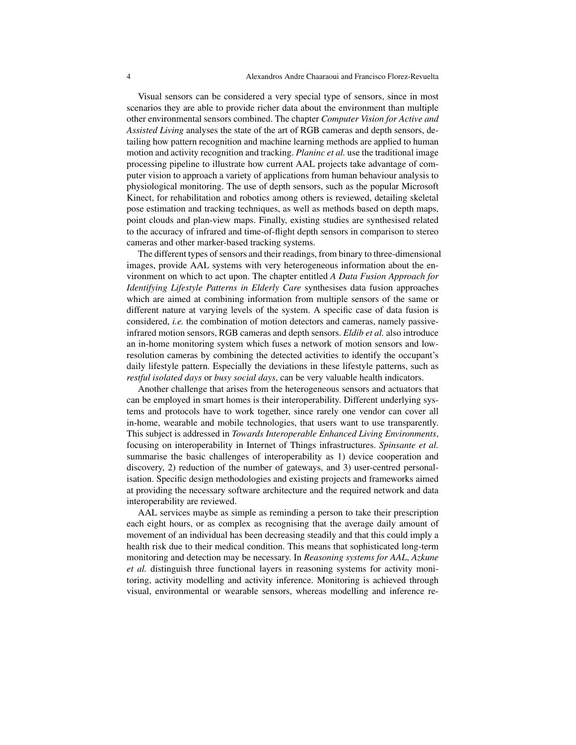Visual sensors can be considered a very special type of sensors, since in most scenarios they are able to provide richer data about the environment than multiple other environmental sensors combined. The chapter *Computer Vision for Active and Assisted Living* analyses the state of the art of RGB cameras and depth sensors, detailing how pattern recognition and machine learning methods are applied to human motion and activity recognition and tracking. *Planinc et al.* use the traditional image processing pipeline to illustrate how current AAL projects take advantage of computer vision to approach a variety of applications from human behaviour analysis to physiological monitoring. The use of depth sensors, such as the popular Microsoft Kinect, for rehabilitation and robotics among others is reviewed, detailing skeletal pose estimation and tracking techniques, as well as methods based on depth maps, point clouds and plan-view maps. Finally, existing studies are synthesised related to the accuracy of infrared and time-of-flight depth sensors in comparison to stereo cameras and other marker-based tracking systems.

The different types of sensors and their readings, from binary to three-dimensional images, provide AAL systems with very heterogeneous information about the environment on which to act upon. The chapter entitled *A Data Fusion Approach for Identifying Lifestyle Patterns in Elderly Care* synthesises data fusion approaches which are aimed at combining information from multiple sensors of the same or different nature at varying levels of the system. A specific case of data fusion is considered, *i.e.* the combination of motion detectors and cameras, namely passive-infrared motion sensors, RGB cameras and depth sensors. *Eldib et al.* also introduce an in-home monitoring system which fuses a network of motion sensors and low-resolution cameras by combining the detected activities to identify the occupant's daily lifestyle pattern. Especially the deviations in these lifestyle patterns, such as *restful isolated days* or *busy social days*, can be very valuable health indicators.

Another challenge that arises from the heterogeneous sensors and actuators that can be employed in smart homes is their interoperability. Different underlying systems and protocols have to work together, since rarely one vendor can cover all in-home, wearable and mobile technologies, that users want to use transparently. This subject is addressed in *Towards Interoperable Enhanced Living Environments*, focusing on interoperability in Internet of Things infrastructures. *Spinsante et al.* summarise the basic challenges of interoperability as 1) device cooperation and discovery, 2) reduction of the number of gateways, and 3) user-centred personalisation. Specific design methodologies and existing projects and frameworks aimed at providing the necessary software architecture and the required network and data interoperability are reviewed.

AAL services maybe as simple as reminding a person to take their prescription each eight hours, or as complex as recognising that the average daily amount of movement of an individual has been decreasing steadily and that this could imply a health risk due to their medical condition. This means that sophisticated long-term monitoring and detection may be necessary. In *Reasoning systems for AAL*, *Azkune et al.* distinguish three functional layers in reasoning systems for activity monitoring, activity modelling and activity inference. Monitoring is achieved through visual, environmental or wearable sensors, whereas modelling and inference re-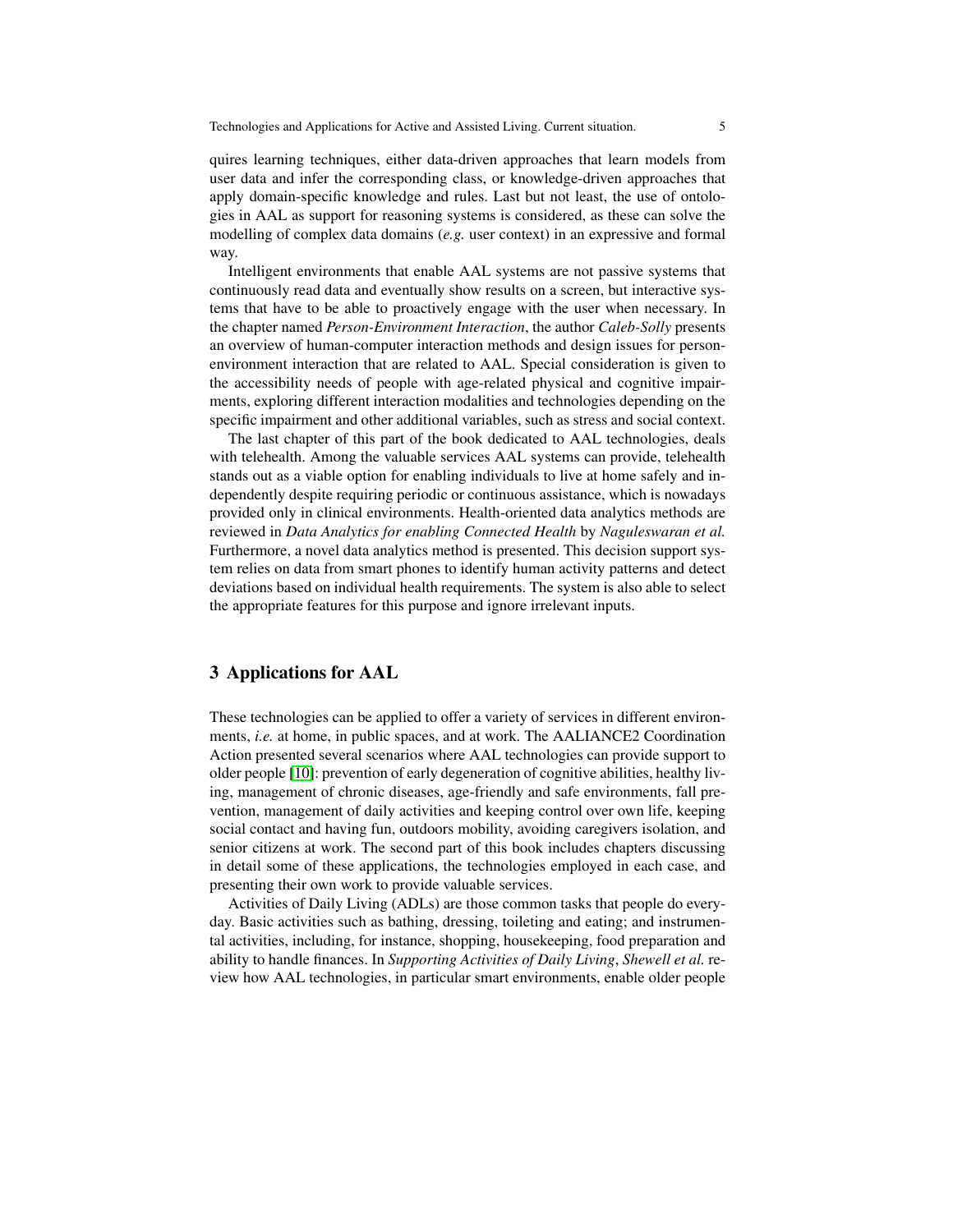quires learning techniques, either data-driven approaches that learn models from user data and infer the corresponding class, or knowledge-driven approaches that apply domain-specific knowledge and rules. Last but not least, the use of ontologies in AAL as support for reasoning systems is considered, as these can solve the modelling of complex data domains (*e.g.* user context) in an expressive and formal way.

Intelligent environments that enable AAL systems are not passive systems that continuously read data and eventually show results on a screen, but interactive systems that have to be able to proactively engage with the user when necessary. In the chapter named *Person-Environment Interaction*, the author *Caleb-Solly* presents an overview of human-computer interaction methods and design issues for person-environment interaction that are related to AAL. Special consideration is given to the accessibility needs of people with age-related physical and cognitive impairments, exploring different interaction modalities and technologies depending on the specific impairment and other additional variables, such as stress and social context.

The last chapter of this part of the book dedicated to AAL technologies, deals with telehealth. Among the valuable services AAL systems can provide, telehealth stands out as a viable option for enabling individuals to live at home safely and independently despite requiring periodic or continuous assistance, which is nowadays provided only in clinical environments. Health-oriented data analytics methods are reviewed in *Data Analytics for enabling Connected Health* by *Naguleswaran et al.* Furthermore, a novel data analytics method is presented. This decision support system relies on data from smart phones to identify human activity patterns and detect deviations based on individual health requirements. The system is also able to select the appropriate features for this purpose and ignore irrelevant inputs.

## 3 Applications for AAL

These technologies can be applied to offer a variety of services in different environments, *i.e.* at home, in public spaces, and at work. The AALIANCE2 Coordination Action presented several scenarios where AAL technologies can provide support to older people [10]: prevention of early degeneration of cognitive abilities, healthy living, management of chronic diseases, age-friendly and safe environments, fall prevention, management of daily activities and keeping control over own life, keeping social contact and having fun, outdoors mobility, avoiding caregivers isolation, and senior citizens at work. The second part of this book includes chapters discussing in detail some of these applications, the technologies employed in each case, and presenting their own work to provide valuable services.

Activities of Daily Living (ADLs) are those common tasks that people do everyday. Basic activities such as bathing, dressing, toileting and eating; and instrumental activities, including, for instance, shopping, housekeeping, food preparation and ability to handle finances. In *Supporting Activities of Daily Living*, *Shewell et al.* review how AAL technologies, in particular smart environments, enable older people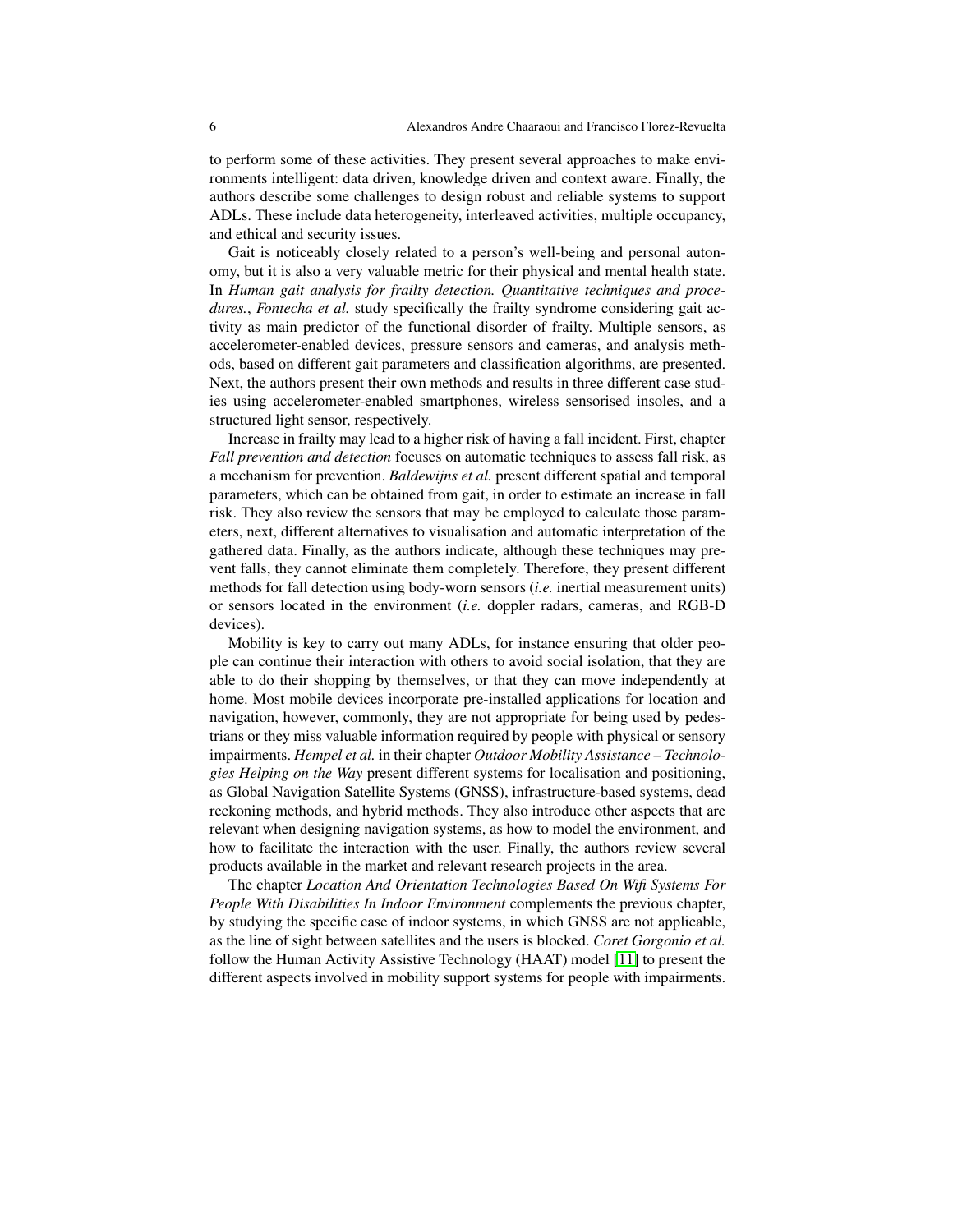to perform some of these activities. They present several approaches to make environments intelligent: data driven, knowledge driven and context aware. Finally, the authors describe some challenges to design robust and reliable systems to support ADLs. These include data heterogeneity, interleaved activities, multiple occupancy, and ethical and security issues.

Gait is noticeably closely related to a person's well-being and personal autonomy, but it is also a very valuable metric for their physical and mental health state. In *Human gait analysis for frailty detection. Quantitative techniques and procedures.*, *Fontecha et al.* study specifically the frailty syndrome considering gait activity as main predictor of the functional disorder of frailty. Multiple sensors, as accelerometer-enabled devices, pressure sensors and cameras, and analysis methods, based on different gait parameters and classification algorithms, are presented. Next, the authors present their own methods and results in three different case studies using accelerometer-enabled smartphones, wireless sensorised insoles, and a structured light sensor, respectively.

Increase in frailty may lead to a higher risk of having a fall incident. First, chapter *Fall prevention and detection* focuses on automatic techniques to assess fall risk, as a mechanism for prevention. *Baldewijns et al.* present different spatial and temporal parameters, which can be obtained from gait, in order to estimate an increase in fall risk. They also review the sensors that may be employed to calculate those parameters, next, different alternatives to visualisation and automatic interpretation of the gathered data. Finally, as the authors indicate, although these techniques may prevent falls, they cannot eliminate them completely. Therefore, they present different methods for fall detection using body-worn sensors (*i.e.* inertial measurement units) or sensors located in the environment (*i.e.* doppler radars, cameras, and RGB-D devices).

Mobility is key to carry out many ADLs, for instance ensuring that older people can continue their interaction with others to avoid social isolation, that they are able to do their shopping by themselves, or that they can move independently at home. Most mobile devices incorporate pre-installed applications for location and navigation, however, commonly, they are not appropriate for being used by pedestrians or they miss valuable information required by people with physical or sensory impairments. *Hempel et al.* in their chapter *Outdoor Mobility Assistance – Technologies Helping on the Way* present different systems for localisation and positioning, as Global Navigation Satellite Systems (GNSS), infrastructure-based systems, dead reckoning methods, and hybrid methods. They also introduce other aspects that are relevant when designing navigation systems, as how to model the environment, and how to facilitate the interaction with the user. Finally, the authors review several products available in the market and relevant research projects in the area.

The chapter *Location And Orientation Technologies Based On Wifi Systems For People With Disabilities In Indoor Environment* complements the previous chapter, by studying the specific case of indoor systems, in which GNSS are not applicable, as the line of sight between satellites and the users is blocked. *Coret Gorgonio et al.* follow the Human Activity Assistive Technology (HAAT) model [11] to present the different aspects involved in mobility support systems for people with impairments.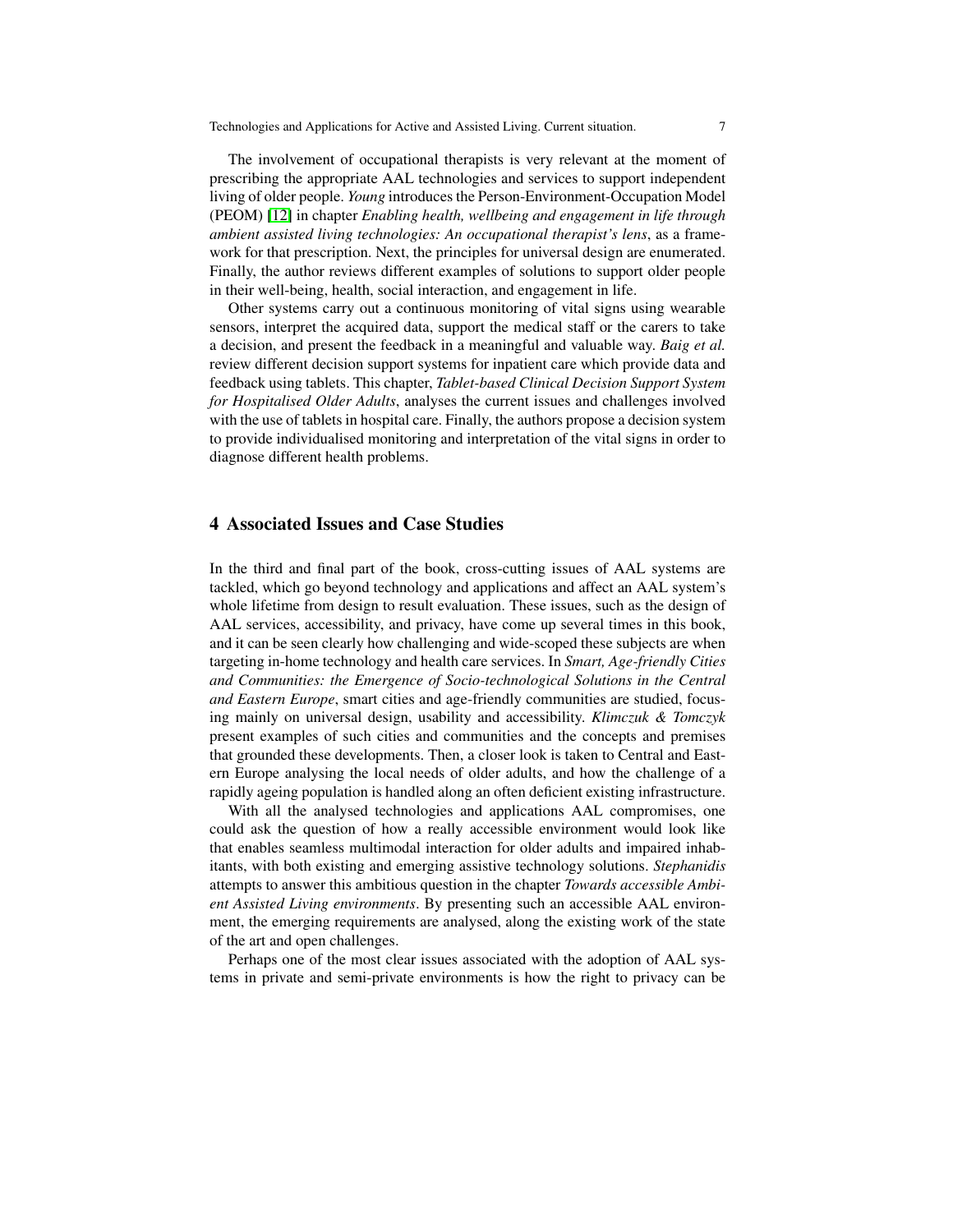The involvement of occupational therapists is very relevant at the moment of prescribing the appropriate AAL technologies and services to support independent living of older people. *Young* introduces the Person-Environment-Occupation Model (PEOM) [12] in chapter *Enabling health, wellbeing and engagement in life through ambient assisted living technologies: An occupational therapist's lens*, as a framework for that prescription. Next, the principles for universal design are enumerated. Finally, the author reviews different examples of solutions to support older people in their well-being, health, social interaction, and engagement in life.

Other systems carry out a continuous monitoring of vital signs using wearable sensors, interpret the acquired data, support the medical staff or the carers to take a decision, and present the feedback in a meaningful and valuable way. *Baig et al.* review different decision support systems for inpatient care which provide data and feedback using tablets. This chapter, *Tablet-based Clinical Decision Support System for Hospitalised Older Adults*, analyses the current issues and challenges involved with the use of tablets in hospital care. Finally, the authors propose a decision system to provide individualised monitoring and interpretation of the vital signs in order to diagnose different health problems.

## 4 Associated Issues and Case Studies

In the third and final part of the book, cross-cutting issues of AAL systems are tackled, which go beyond technology and applications and affect an AAL system's whole lifetime from design to result evaluation. These issues, such as the design of AAL services, accessibility, and privacy, have come up several times in this book, and it can be seen clearly how challenging and wide-scoped these subjects are when targeting in-home technology and health care services. In *Smart, Age-friendly Cities and Communities: the Emergence of Socio-technological Solutions in the Central and Eastern Europe*, smart cities and age-friendly communities are studied, focusing mainly on universal design, usability and accessibility. *Klimczuk & Tomczyk* present examples of such cities and communities and the concepts and premises that grounded these developments. Then, a closer look is taken to Central and Eastern Europe analysing the local needs of older adults, and how the challenge of a rapidly ageing population is handled along an often deficient existing infrastructure.

With all the analysed technologies and applications AAL compromises, one could ask the question of how a really accessible environment would look like that enables seamless multimodal interaction for older adults and impaired inhabitants, with both existing and emerging assistive technology solutions. *Stephanidis* attempts to answer this ambitious question in the chapter *Towards accessible Ambient Assisted Living environments*. By presenting such an accessible AAL environment, the emerging requirements are analysed, along the existing work of the state of the art and open challenges.

Perhaps one of the most clear issues associated with the adoption of AAL systems in private and semi-private environments is how the right to privacy can be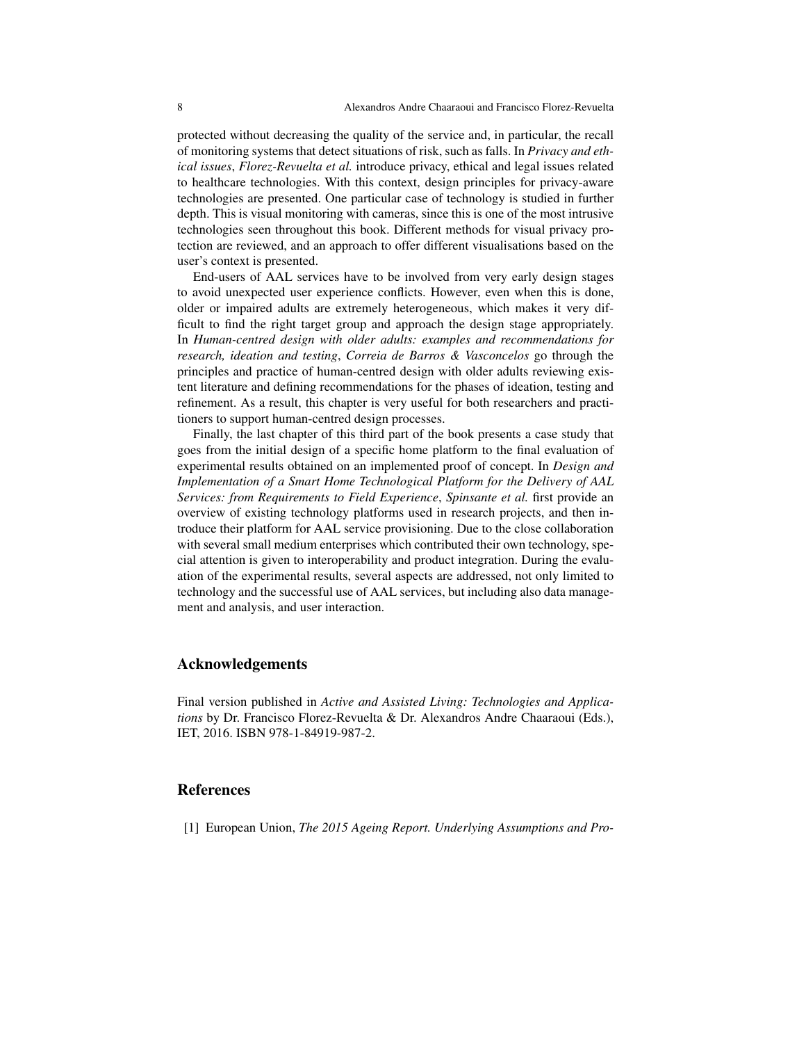protected without decreasing the quality of the service and, in particular, the recall of monitoring systems that detect situations of risk, such as falls. In *Privacy and ethical issues*, *Florez-Revuelta et al.* introduce privacy, ethical and legal issues related to healthcare technologies. With this context, design principles for privacy-aware technologies are presented. One particular case of technology is studied in further depth. This is visual monitoring with cameras, since this is one of the most intrusive technologies seen throughout this book. Different methods for visual privacy protection are reviewed, and an approach to offer different visualisations based on the user's context is presented.

End-users of AAL services have to be involved from very early design stages to avoid unexpected user experience conflicts. However, even when this is done, older or impaired adults are extremely heterogeneous, which makes it very difficult to find the right target group and approach the design stage appropriately. In *Human-centred design with older adults: examples and recommendations for research, ideation and testing*, *Correia de Barros & Vasconcelos* go through the principles and practice of human-centred design with older adults reviewing existent literature and defining recommendations for the phases of ideation, testing and refinement. As a result, this chapter is very useful for both researchers and practitioners to support human-centred design processes.

Finally, the last chapter of this third part of the book presents a case study that goes from the initial design of a specific home platform to the final evaluation of experimental results obtained on an implemented proof of concept. In *Design and Implementation of a Smart Home Technological Platform for the Delivery of AAL Services: from Requirements to Field Experience*, *Spinsante et al.* first provide an overview of existing technology platforms used in research projects, and then introduce their platform for AAL service provisioning. Due to the close collaboration with several small medium enterprises which contributed their own technology, special attention is given to interoperability and product integration. During the evaluation of the experimental results, several aspects are addressed, not only limited to technology and the successful use of AAL services, but including also data management and analysis, and user interaction.

## Acknowledgements

Final version published in *Active and Assisted Living: Technologies and Applications* by Dr. Francisco Florez-Revuelta & Dr. Alexandros Andre Chaaraoui (Eds.), IET, 2016. ISBN 978-1-84919-987-2.

## References

[1] European Union, *The 2015 Ageing Report. Underlying Assumptions and Pro-*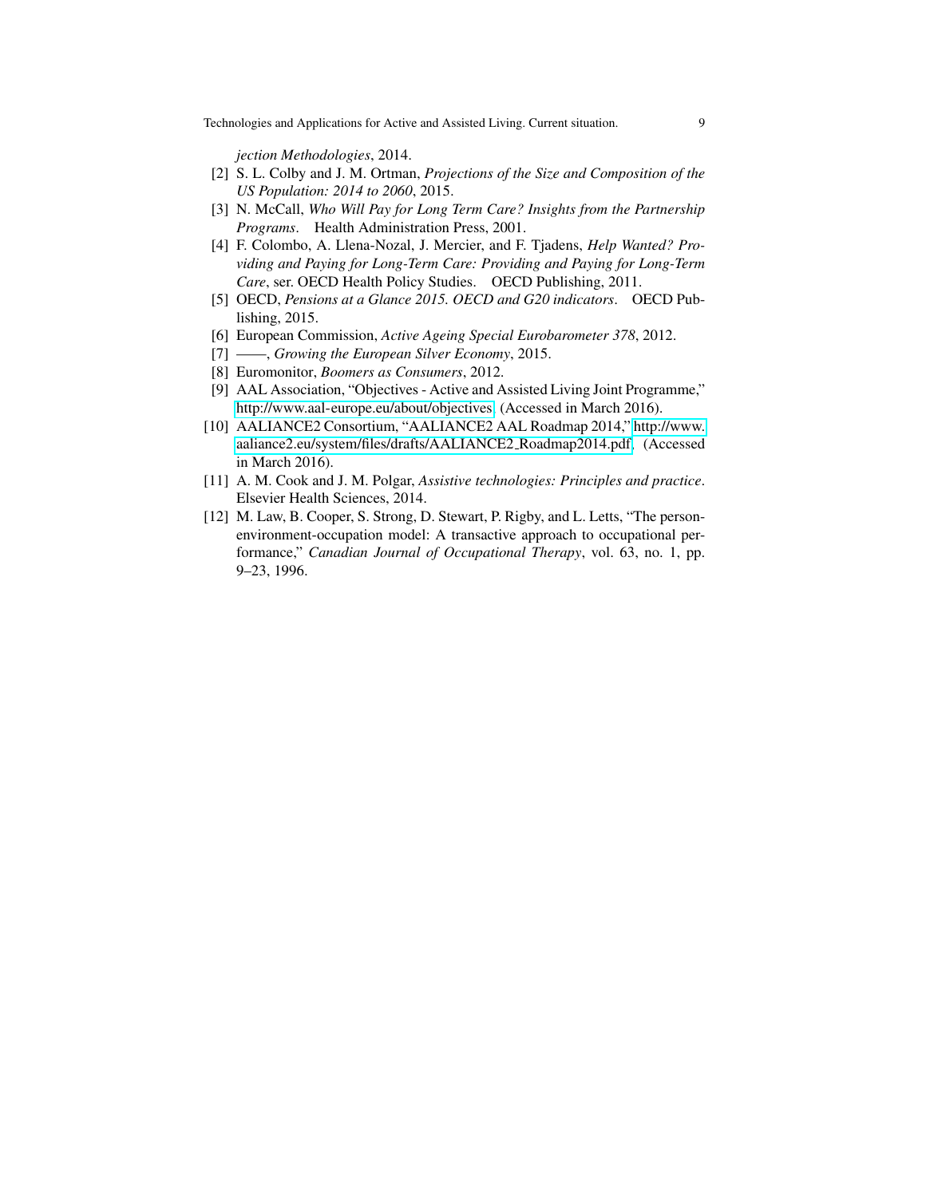*jection Methodologies*, 2014.

[2] S. L. Colby and J. M. Ortman, *Projections of the Size and Composition of the US Population: 2014 to 2060*, 2015.

[3] N. McCall, *Who Will Pay for Long Term Care? Insights from the Partnership Programs*. Health Administration Press, 2001.

[4] F. Colombo, A. Llena-Nozal, J. Mercier, and F. Tjadens, *Help Wanted? Providing and Paying for Long-Term Care: Providing and Paying for Long-Term Care*, ser. OECD Health Policy Studies. OECD Publishing, 2011.

[5] OECD, *Pensions at a Glance 2015. OECD and G20 indicators*. OECD Publishing, 2015.

[6] European Commission, *Active Ageing Special Eurobarometer 378*, 2012.

[7] ——, *Growing the European Silver Economy*, 2015.

[8] Euromonitor, *Boomers as Consumers*, 2012.

[9] AAL Association, "Objectives - Active and Assisted Living Joint Programme," http://www.aal-europe.eu/about/objectives, (Accessed in March 2016).

[10] AALIANCE2 Consortium, "AALIANCE2 AAL Roadmap 2014," http://www.aaliance2.eu/system/files/drafts/AALIANCE2_Roadmap2014.pdf, (Accessed in March 2016).

[11] A. M. Cook and J. M. Polgar, *Assistive technologies: Principles and practice*. Elsevier Health Sciences, 2014.

[12] M. Law, B. Cooper, S. Strong, D. Stewart, P. Rigby, and L. Letts, "The person-environment-occupation model: A transactive approach to occupational performance," *Canadian Journal of Occupational Therapy*, vol. 63, no. 1, pp. 9–23, 1996.